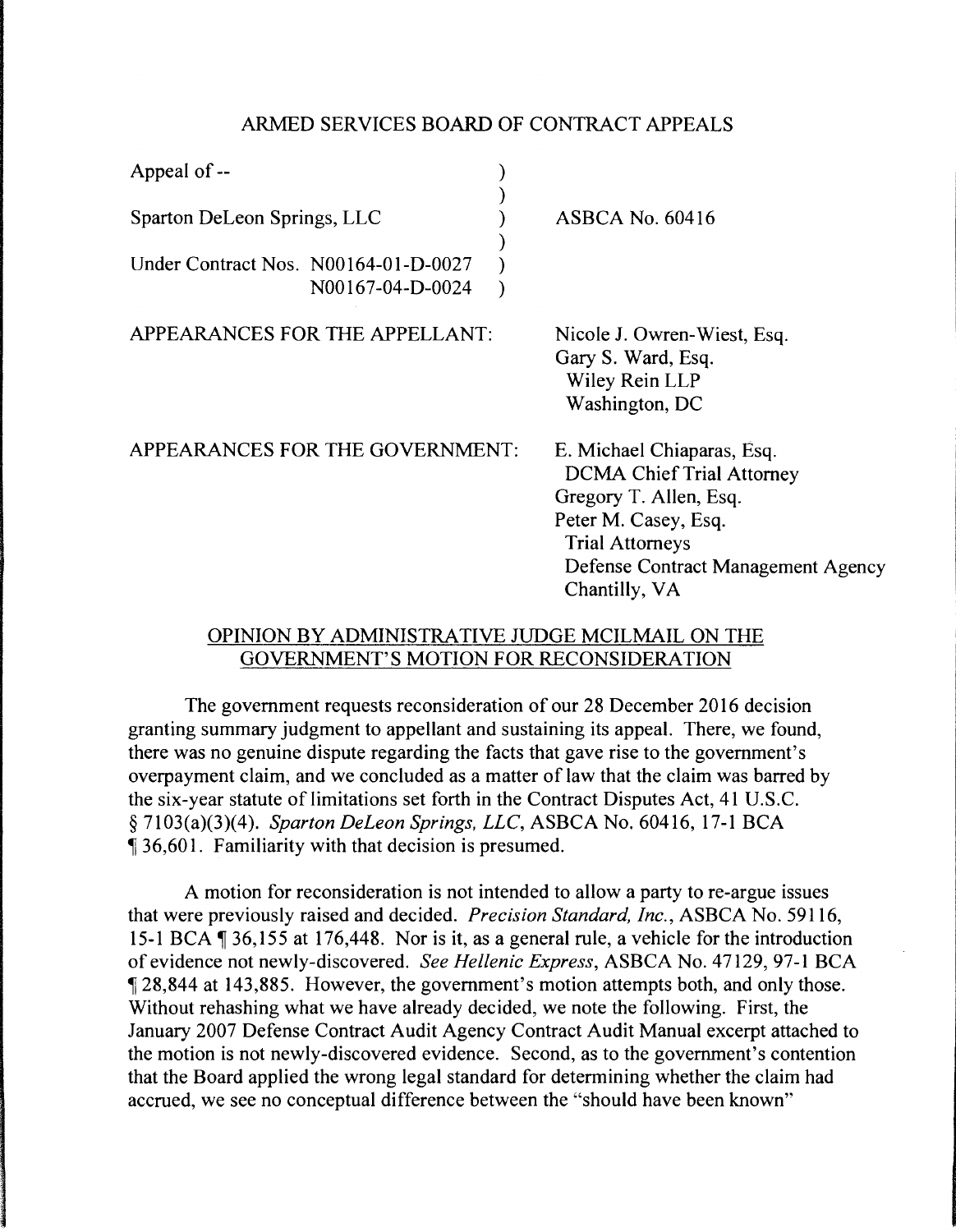ARMED SERVICES BOARD OF CONTRACT APPEALS

| | | |
|---|---|---|
| Appeal of -- | ) | |
| | ) | |
| Sparton DeLeon Springs, LLC | ) | ASBCA No. 60416 |
| | ) | |
| Under Contract Nos. N00164-01-D-0027 | ) | |
| N00167-04-D-0024 | ) | |

APPEARANCES FOR THE APPELLANT:

Nicole J. Owren-Wiest, Esq.
Gary S. Ward, Esq.
Wiley Rein LLP
Washington, DC

APPEARANCES FOR THE GOVERNMENT:

E. Michael Chiaparas, Esq.
DCMA Chief Trial Attorney
Gregory T. Allen, Esq.
Peter M. Casey, Esq.
Trial Attorneys
Defense Contract Management Agency
Chantilly, VA

## OPINION BY ADMINISTRATIVE JUDGE MCILMAIL ON THE GOVERNMENT'S MOTION FOR RECONSIDERATION

The government requests reconsideration of our 28 December 2016 decision granting summary judgment to appellant and sustaining its appeal. There, we found, there was no genuine dispute regarding the facts that gave rise to the government's overpayment claim, and we concluded as a matter of law that the claim was barred by the six-year statute of limitations set forth in the Contract Disputes Act, 41 U.S.C. § 7103(a)(3)(4). *Sparton DeLeon Springs, LLC*, ASBCA No. 60416, 17-1 BCA ¶ 36,601. Familiarity with that decision is presumed.

A motion for reconsideration is not intended to allow a party to re-argue issues that were previously raised and decided. *Precision Standard, Inc.*, ASBCA No. 59116, 15-1 BCA ¶ 36,155 at 176,448. Nor is it, as a general rule, a vehicle for the introduction of evidence not newly-discovered. *See Hellenic Express*, ASBCA No. 47129, 97-1 BCA ¶ 28,844 at 143,885. However, the government's motion attempts both, and only those. Without rehashing what we have already decided, we note the following. First, the January 2007 Defense Contract Audit Agency Contract Audit Manual excerpt attached to the motion is not newly-discovered evidence. Second, as to the government's contention that the Board applied the wrong legal standard for determining whether the claim had accrued, we see no conceptual difference between the "should have been known"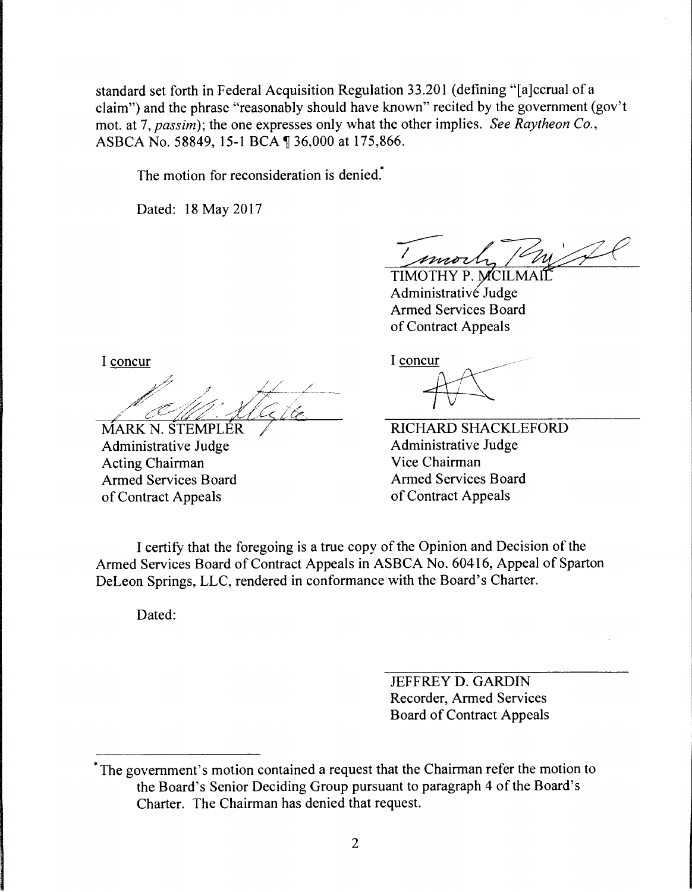standard set forth in Federal Acquisition Regulation 33.201 (defining "[a]ccrual of a claim") and the phrase "reasonably should have known" recited by the government (gov't mot. at 7, *passim*); the one expresses only what the other implies. *See Raytheon Co.*, ASBCA No. 58849, 15-1 BCA ¶ 36,000 at 175,866.

The motion for reconsideration is denied.*

Dated: 18 May 2017

TIMOTHY P. MCILMAIL
Administrative Judge
Armed Services Board
of Contract Appeals

I concur

MARK N. STEMPLER
Administrative Judge
Acting Chairman
Armed Services Board
of Contract Appeals

I concur

RICHARD SHACKLEFORD
Administrative Judge
Vice Chairman
Armed Services Board
of Contract Appeals

I certify that the foregoing is a true copy of the Opinion and Decision of the Armed Services Board of Contract Appeals in ASBCA No. 60416, Appeal of Sparton DeLeon Springs, LLC, rendered in conformance with the Board's Charter.

Dated:

JEFFREY D. GARDIN
Recorder, Armed Services
Board of Contract Appeals

---

*The government's motion contained a request that the Chairman refer the motion to the Board's Senior Deciding Group pursuant to paragraph 4 of the Board's Charter. The Chairman has denied that request.